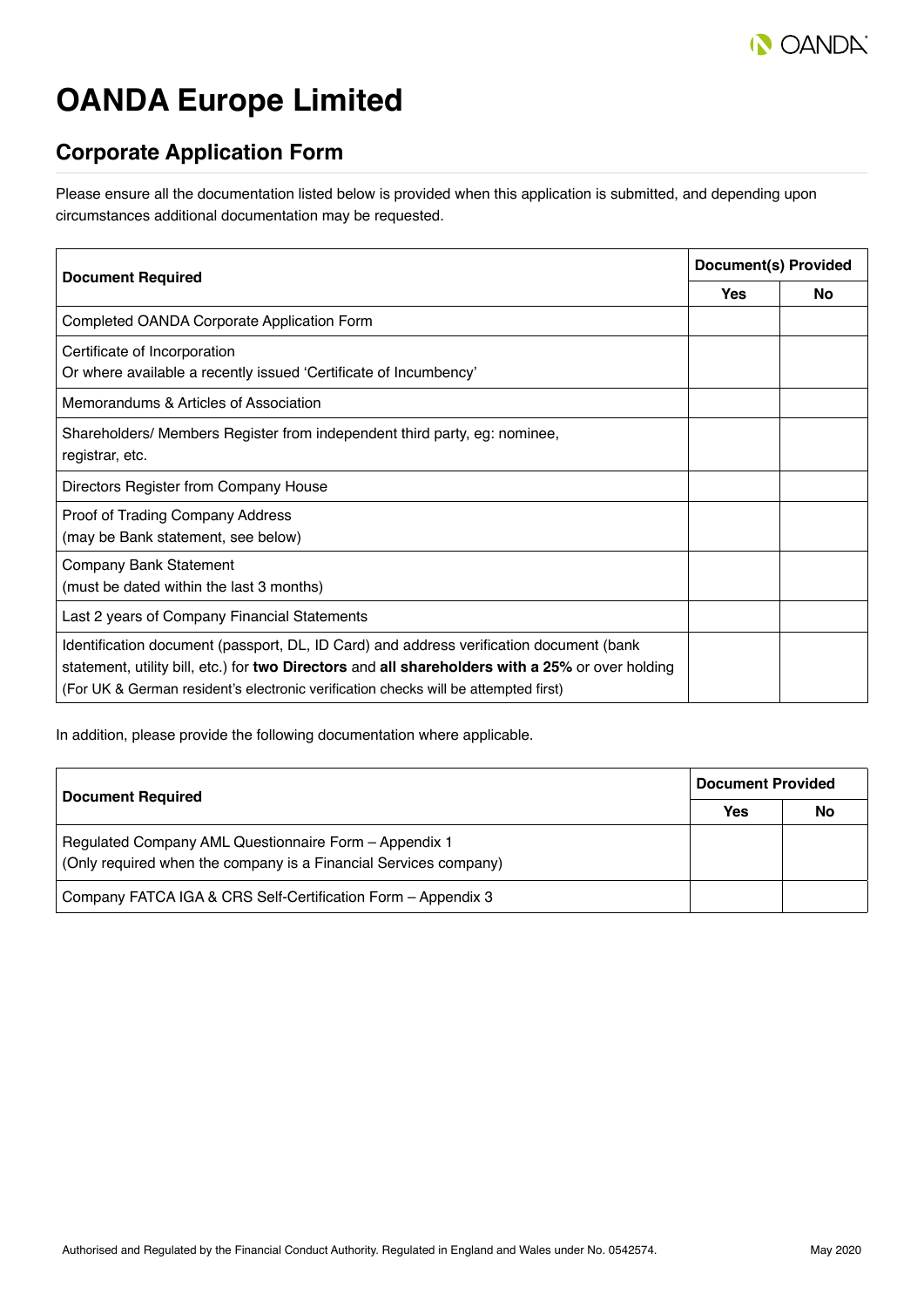# OANDA Europe Limited

## Corporate Application Form

Please ensure all the documentation listed below is provided when this application is submitted, and depending upon circumstances additional documentation may be requested.

| Document Required | Document(s) Provided | |
|---|---|---|
| | Yes | No |
| Completed OANDA Corporate Application Form | | |
| Certificate of Incorporation<br>Or where available a recently issued 'Certificate of Incumbency' | | |
| Memorandums & Articles of Association | | |
| Shareholders/ Members Register from independent third party, eg: nominee, registrar, etc. | | |
| Directors Register from Company House | | |
| Proof of Trading Company Address<br>(may be Bank statement, see below) | | |
| Company Bank Statement<br>(must be dated within the last 3 months) | | |
| Last 2 years of Company Financial Statements | | |
| Identification document (passport, DL, ID Card) and address verification document (bank statement, utility bill, etc.) for **two Directors** and **all shareholders with a 25%** or over holding<br>(For UK & German resident's electronic verification checks will be attempted first) | | |

In addition, please provide the following documentation where applicable.

| Document Required | Document Provided | |
|---|---|---|
| | Yes | No |
| Regulated Company AML Questionnaire Form – Appendix 1<br>(Only required when the company is a Financial Services company) | | |
| Company FATCA IGA & CRS Self-Certification Form – Appendix 3 | | |

Authorised and Regulated by the Financial Conduct Authority. Regulated in England and Wales under No. 0542574. May 2020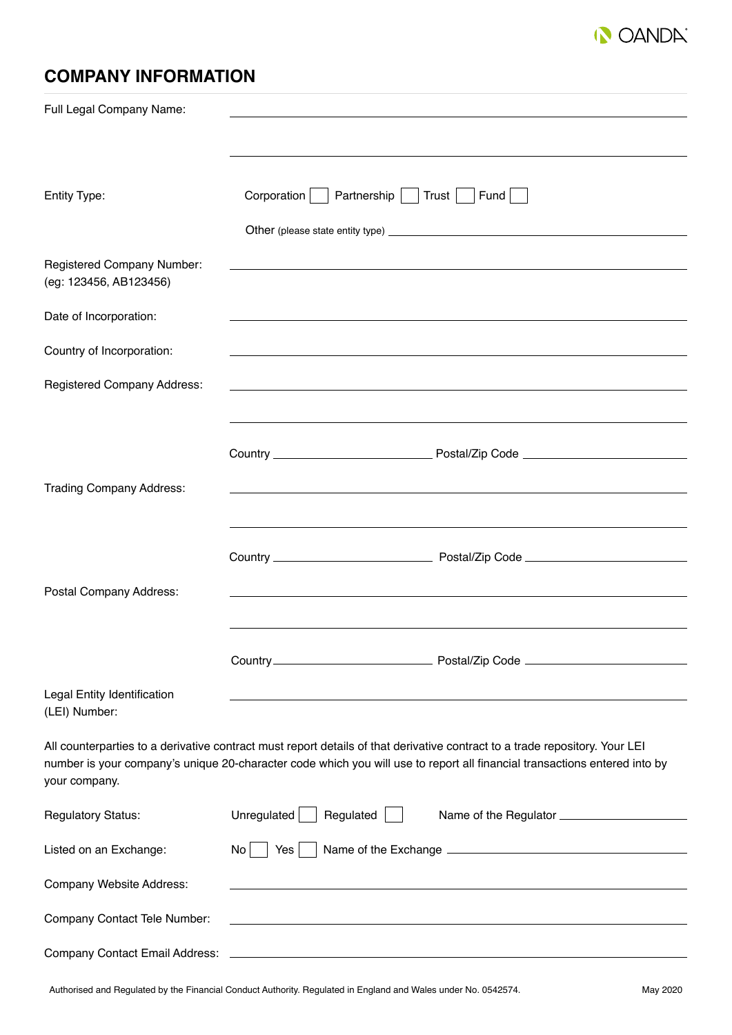## COMPANY INFORMATION

Full Legal Company Name: ______________________________

______________________________

Entity Type: Corporation ☐ Partnership ☐ Trust ☐ Fund ☐

Other (please state entity type) ______________________________

Registered Company Number: (eg: 123456, AB123456) ______________________________

Date of Incorporation: ______________________________

Country of Incorporation: ______________________________

Registered Company Address: ______________________________

______________________________

Country ______________ Postal/Zip Code ______________

Trading Company Address: ______________________________

______________________________

Country ______________ Postal/Zip Code ______________

Postal Company Address: ______________________________

______________________________

Country ______________ Postal/Zip Code ______________

Legal Entity Identification (LEI) Number: ______________________________

All counterparties to a derivative contract must report details of that derivative contract to a trade repository. Your LEI number is your company's unique 20-character code which you will use to report all financial transactions entered into by your company.

Regulatory Status: Unregulated ☐ Regulated ☐ Name of the Regulator ______________

Listed on an Exchange: No ☐ Yes ☐ Name of the Exchange ______________

Company Website Address: ______________________________

Company Contact Tele Number: ______________________________

Company Contact Email Address: ______________________________

Authorised and Regulated by the Financial Conduct Authority. Regulated in England and Wales under No. 0542574. May 2020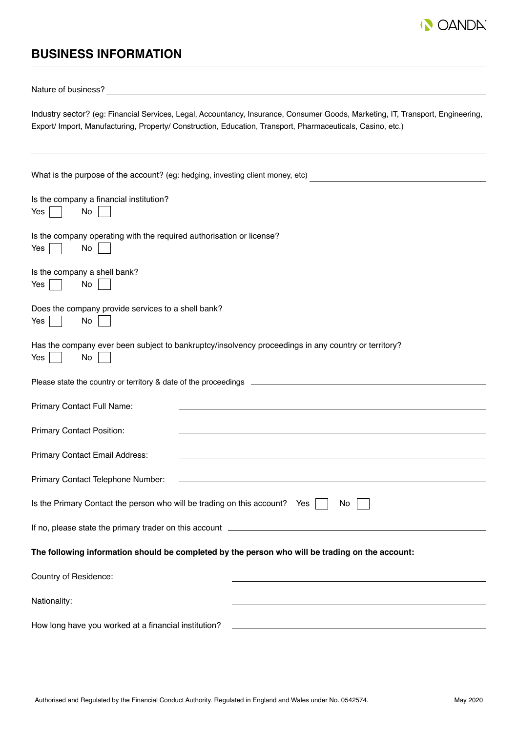## BUSINESS INFORMATION

Nature of business? ____________________

Industry sector? (eg: Financial Services, Legal, Accountancy, Insurance, Consumer Goods, Marketing, IT, Transport, Engineering, Export/ Import, Manufacturing, Property/ Construction, Education, Transport, Pharmaceuticals, Casino, etc.)

____________________

What is the purpose of the account? (eg: hedging, investing client money, etc) ____________________

Is the company a financial institution?

Yes ☐ No ☐

Is the company operating with the required authorisation or license?

Yes ☐ No ☐

Is the company a shell bank?

Yes ☐ No ☐

Does the company provide services to a shell bank?

Yes ☐ No ☐

Has the company ever been subject to bankruptcy/insolvency proceedings in any country or territory?

Yes ☐ No ☐

Please state the country or territory & date of the proceedings ____________________

Primary Contact Full Name: ____________________

Primary Contact Position: ____________________

Primary Contact Email Address: ____________________

Primary Contact Telephone Number: ____________________

Is the Primary Contact the person who will be trading on this account? Yes ☐ No ☐

If no, please state the primary trader on this account ____________________

**The following information should be completed by the person who will be trading on the account:**

Country of Residence: ____________________

Nationality: ____________________

How long have you worked at a financial institution? ____________________

Authorised and Regulated by the Financial Conduct Authority. Regulated in England and Wales under No. 0542574.

May 2020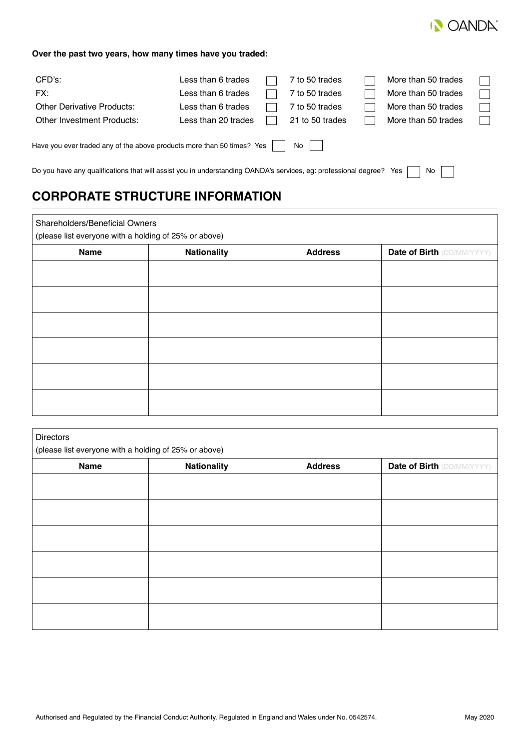**Over the past two years, how many times have you traded:**

| | | | | | | |
|---|---|---|---|---|---|---|
| CFD's: | Less than 6 trades | ☐ | 7 to 50 trades | ☐ | More than 50 trades | ☐ |
| FX: | Less than 6 trades | ☐ | 7 to 50 trades | ☐ | More than 50 trades | ☐ |
| Other Derivative Products: | Less than 6 trades | ☐ | 7 to 50 trades | ☐ | More than 50 trades | ☐ |
| Other Investment Products: | Less than 20 trades | ☐ | 21 to 50 trades | ☐ | More than 50 trades | ☐ |

Have you ever traded any of the above products more than 50 times? Yes ☐ No ☐

Do you have any qualifications that will assist you in understanding OANDA's services, eg: professional degree? Yes ☐ No ☐

## CORPORATE STRUCTURE INFORMATION

Shareholders/Beneficial Owners
(please list everyone with a holding of 25% or above)

| Name | Nationality | Address | Date of Birth (DD/MM/YYYY) |
|---|---|---|---|
| | | | |
| | | | |
| | | | |
| | | | |
| | | | |
| | | | |

Directors
(please list everyone with a holding of 25% or above)

| Name | Nationality | Address | Date of Birth (DD/MM/YYYY) |
|---|---|---|---|
| | | | |
| | | | |
| | | | |
| | | | |
| | | | |
| | | | |

Authorised and Regulated by the Financial Conduct Authority. Regulated in England and Wales under No. 0542574. May 2020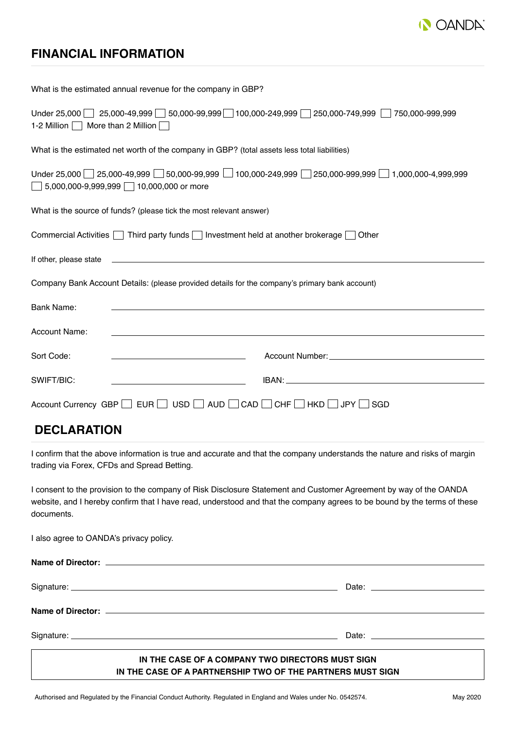## FINANCIAL INFORMATION

What is the estimated annual revenue for the company in GBP?

Under 25,000 ☐ 25,000-49,999 ☐ 50,000-99,999 ☐ 100,000-249,999 ☐ 250,000-749,999 ☐ 750,000-999,999 1-2 Million ☐ More than 2 Million ☐

What is the estimated net worth of the company in GBP? (total assets less total liabilities)

Under 25,000 ☐ 25,000-49,999 ☐ 50,000-99,999 ☐ 100,000-249,999 ☐ 250,000-999,999 ☐ 1,000,000-4,999,999 ☐ 5,000,000-9,999,999 ☐ 10,000,000 or more

What is the source of funds? (please tick the most relevant answer)

Commercial Activities ☐ Third party funds ☐ Investment held at another brokerage ☐ Other

If other, please state ______________________________

Company Bank Account Details: (please provided details for the company's primary bank account)

Bank Name: ______________________________

Account Name: ______________________________

Sort Code: ______________ Account Number: ______________

SWIFT/BIC: ______________ IBAN: ______________

Account Currency GBP ☐ EUR ☐ USD ☐ AUD ☐ CAD ☐ CHF ☐ HKD ☐ JPY ☐ SGD

## DECLARATION

I confirm that the above information is true and accurate and that the company understands the nature and risks of margin trading via Forex, CFDs and Spread Betting.

I consent to the provision to the company of Risk Disclosure Statement and Customer Agreement by way of the OANDA website, and I hereby confirm that I have read, understood and that the company agrees to be bound by the terms of these documents.

I also agree to OANDA's privacy policy.

**Name of Director:** ______________________________

Signature: ______________________________ Date: ______________

**Name of Director:** ______________________________

Signature: ______________________________ Date: ______________

**IN THE CASE OF A COMPANY TWO DIRECTORS MUST SIGN**
**IN THE CASE OF A PARTNERSHIP TWO OF THE PARTNERS MUST SIGN**

Authorised and Regulated by the Financial Conduct Authority. Regulated in England and Wales under No. 0542574. May 2020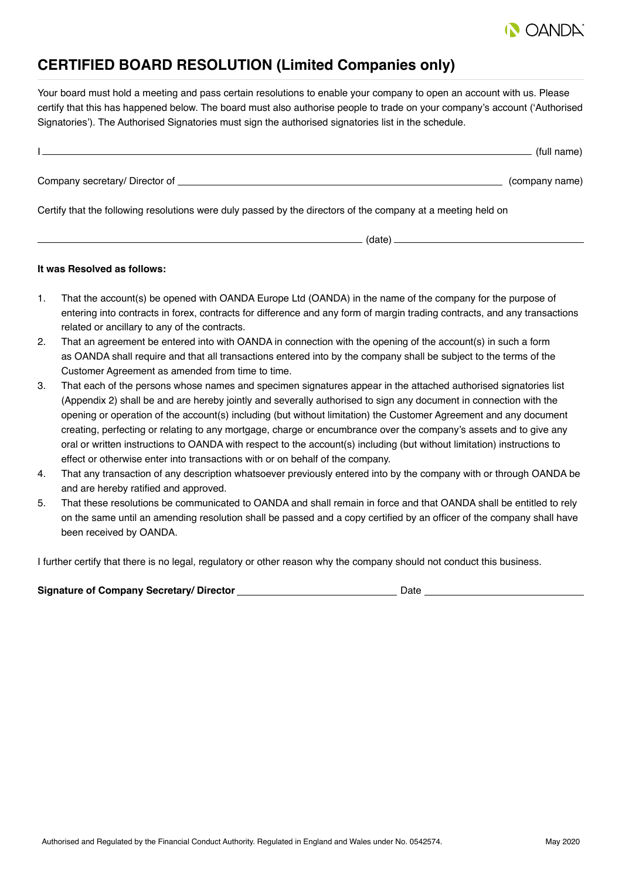# CERTIFIED BOARD RESOLUTION (Limited Companies only)

Your board must hold a meeting and pass certain resolutions to enable your company to open an account with us. Please certify that this has happened below. The board must also authorise people to trade on your company's account ('Authorised Signatories'). The Authorised Signatories must sign the authorised signatories list in the schedule.

I ______________________________________________________________ (full name)

Company secretary/ Director of ______________________________________________ (company name)

Certify that the following resolutions were duly passed by the directors of the company at a meeting held on

______________________________________________ (date) ______________________________

**It was Resolved as follows:**

1. That the account(s) be opened with OANDA Europe Ltd (OANDA) in the name of the company for the purpose of entering into contracts in forex, contracts for difference and any form of margin trading contracts, and any transactions related or ancillary to any of the contracts.
2. That an agreement be entered into with OANDA in connection with the opening of the account(s) in such a form as OANDA shall require and that all transactions entered into by the company shall be subject to the terms of the Customer Agreement as amended from time to time.
3. That each of the persons whose names and specimen signatures appear in the attached authorised signatories list (Appendix 2) shall be and are hereby jointly and severally authorised to sign any document in connection with the opening or operation of the account(s) including (but without limitation) the Customer Agreement and any document creating, perfecting or relating to any mortgage, charge or encumbrance over the company's assets and to give any oral or written instructions to OANDA with respect to the account(s) including (but without limitation) instructions to effect or otherwise enter into transactions with or on behalf of the company.
4. That any transaction of any description whatsoever previously entered into by the company with or through OANDA be and are hereby ratified and approved.
5. That these resolutions be communicated to OANDA and shall remain in force and that OANDA shall be entitled to rely on the same until an amending resolution shall be passed and a copy certified by an officer of the company shall have been received by OANDA.

I further certify that there is no legal, regulatory or other reason why the company should not conduct this business.

**Signature of Company Secretary/ Director** ______________________________ Date ______________________________

Authorised and Regulated by the Financial Conduct Authority. Regulated in England and Wales under No. 0542574. May 2020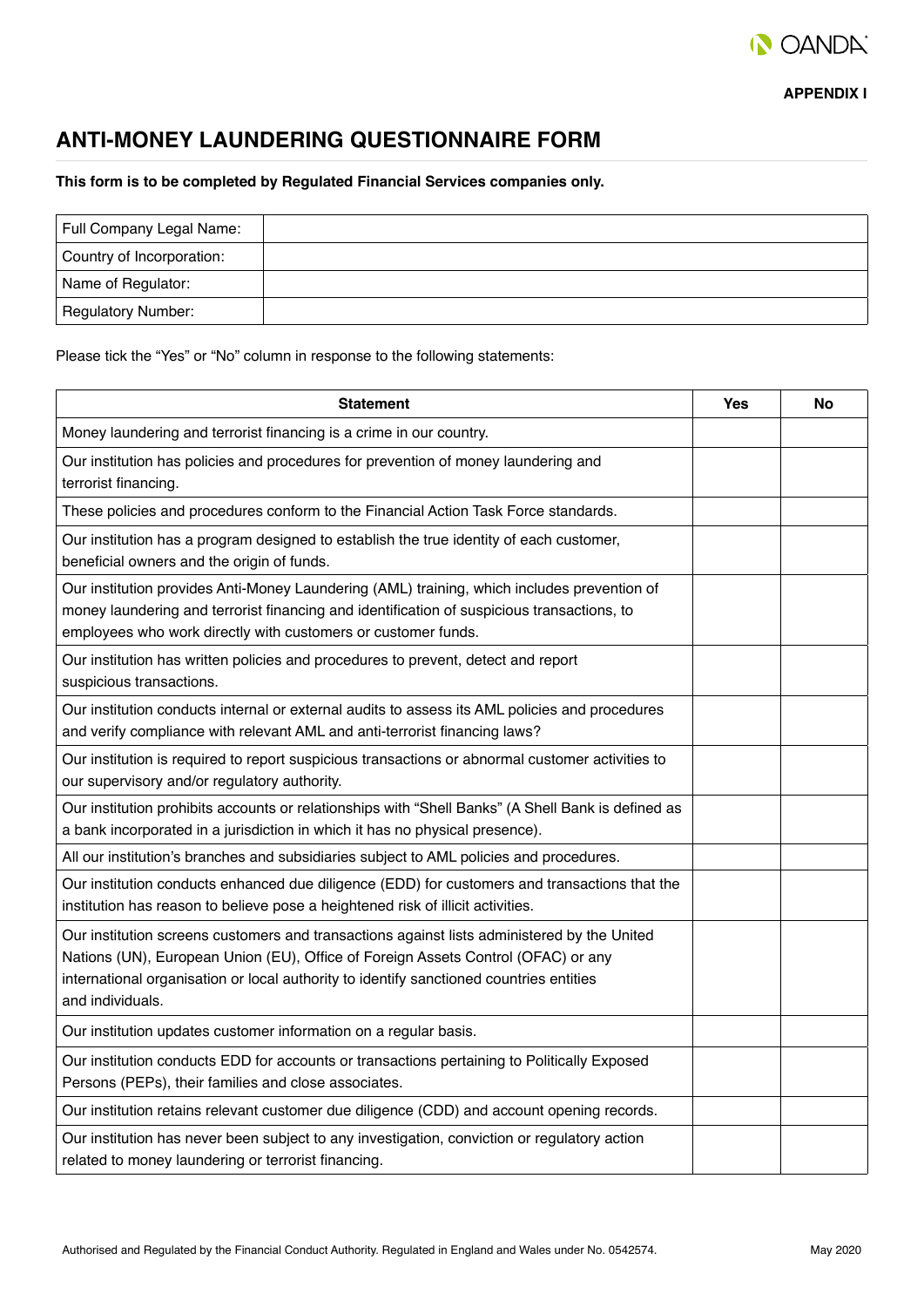APPENDIX I

# ANTI-MONEY LAUNDERING QUESTIONNAIRE FORM

**This form is to be completed by Regulated Financial Services companies only.**

| Full Company Legal Name: | |
|---|---|
| Country of Incorporation: | |
| Name of Regulator: | |
| Regulatory Number: | |

Please tick the "Yes" or "No" column in response to the following statements:

| Statement | Yes | No |
|---|---|---|
| Money laundering and terrorist financing is a crime in our country. | | |
| Our institution has policies and procedures for prevention of money laundering and terrorist financing. | | |
| These policies and procedures conform to the Financial Action Task Force standards. | | |
| Our institution has a program designed to establish the true identity of each customer, beneficial owners and the origin of funds. | | |
| Our institution provides Anti-Money Laundering (AML) training, which includes prevention of money laundering and terrorist financing and identification of suspicious transactions, to employees who work directly with customers or customer funds. | | |
| Our institution has written policies and procedures to prevent, detect and report suspicious transactions. | | |
| Our institution conducts internal or external audits to assess its AML policies and procedures and verify compliance with relevant AML and anti-terrorist financing laws? | | |
| Our institution is required to report suspicious transactions or abnormal customer activities to our supervisory and/or regulatory authority. | | |
| Our institution prohibits accounts or relationships with "Shell Banks" (A Shell Bank is defined as a bank incorporated in a jurisdiction in which it has no physical presence). | | |
| All our institution's branches and subsidiaries subject to AML policies and procedures. | | |
| Our institution conducts enhanced due diligence (EDD) for customers and transactions that the institution has reason to believe pose a heightened risk of illicit activities. | | |
| Our institution screens customers and transactions against lists administered by the United Nations (UN), European Union (EU), Office of Foreign Assets Control (OFAC) or any international organisation or local authority to identify sanctioned countries entities and individuals. | | |
| Our institution updates customer information on a regular basis. | | |
| Our institution conducts EDD for accounts or transactions pertaining to Politically Exposed Persons (PEPs), their families and close associates. | | |
| Our institution retains relevant customer due diligence (CDD) and account opening records. | | |
| Our institution has never been subject to any investigation, conviction or regulatory action related to money laundering or terrorist financing. | | |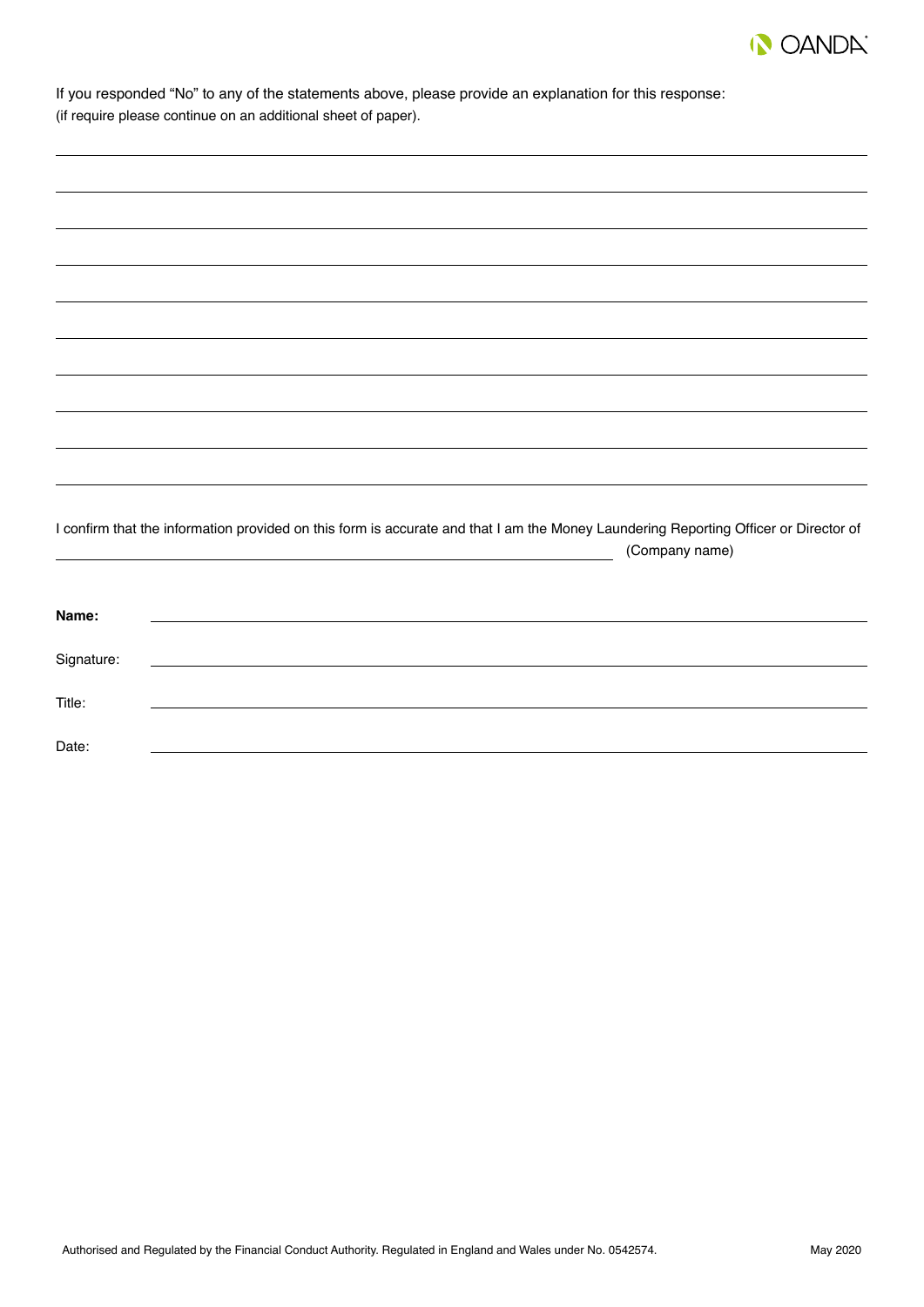If you responded "No" to any of the statements above, please provide an explanation for this response:
(if require please continue on an additional sheet of paper).

\_\_\_\_\_\_\_\_\_\_\_\_\_\_\_\_\_\_\_\_\_\_\_\_\_\_\_\_\_\_\_\_\_\_\_\_\_\_\_\_\_\_\_\_\_\_\_\_\_\_\_\_\_\_\_\_\_\_\_\_\_\_\_\_\_\_\_\_\_\_\_\_\_\_\_\_\_\_

\_\_\_\_\_\_\_\_\_\_\_\_\_\_\_\_\_\_\_\_\_\_\_\_\_\_\_\_\_\_\_\_\_\_\_\_\_\_\_\_\_\_\_\_\_\_\_\_\_\_\_\_\_\_\_\_\_\_\_\_\_\_\_\_\_\_\_\_\_\_\_\_\_\_\_\_\_\_

\_\_\_\_\_\_\_\_\_\_\_\_\_\_\_\_\_\_\_\_\_\_\_\_\_\_\_\_\_\_\_\_\_\_\_\_\_\_\_\_\_\_\_\_\_\_\_\_\_\_\_\_\_\_\_\_\_\_\_\_\_\_\_\_\_\_\_\_\_\_\_\_\_\_\_\_\_\_

\_\_\_\_\_\_\_\_\_\_\_\_\_\_\_\_\_\_\_\_\_\_\_\_\_\_\_\_\_\_\_\_\_\_\_\_\_\_\_\_\_\_\_\_\_\_\_\_\_\_\_\_\_\_\_\_\_\_\_\_\_\_\_\_\_\_\_\_\_\_\_\_\_\_\_\_\_\_

\_\_\_\_\_\_\_\_\_\_\_\_\_\_\_\_\_\_\_\_\_\_\_\_\_\_\_\_\_\_\_\_\_\_\_\_\_\_\_\_\_\_\_\_\_\_\_\_\_\_\_\_\_\_\_\_\_\_\_\_\_\_\_\_\_\_\_\_\_\_\_\_\_\_\_\_\_\_

\_\_\_\_\_\_\_\_\_\_\_\_\_\_\_\_\_\_\_\_\_\_\_\_\_\_\_\_\_\_\_\_\_\_\_\_\_\_\_\_\_\_\_\_\_\_\_\_\_\_\_\_\_\_\_\_\_\_\_\_\_\_\_\_\_\_\_\_\_\_\_\_\_\_\_\_\_\_

\_\_\_\_\_\_\_\_\_\_\_\_\_\_\_\_\_\_\_\_\_\_\_\_\_\_\_\_\_\_\_\_\_\_\_\_\_\_\_\_\_\_\_\_\_\_\_\_\_\_\_\_\_\_\_\_\_\_\_\_\_\_\_\_\_\_\_\_\_\_\_\_\_\_\_\_\_\_

\_\_\_\_\_\_\_\_\_\_\_\_\_\_\_\_\_\_\_\_\_\_\_\_\_\_\_\_\_\_\_\_\_\_\_\_\_\_\_\_\_\_\_\_\_\_\_\_\_\_\_\_\_\_\_\_\_\_\_\_\_\_\_\_\_\_\_\_\_\_\_\_\_\_\_\_\_\_

\_\_\_\_\_\_\_\_\_\_\_\_\_\_\_\_\_\_\_\_\_\_\_\_\_\_\_\_\_\_\_\_\_\_\_\_\_\_\_\_\_\_\_\_\_\_\_\_\_\_\_\_\_\_\_\_\_\_\_\_\_\_\_\_\_\_\_\_\_\_\_\_\_\_\_\_\_\_

I confirm that the information provided on this form is accurate and that I am the Money Laundering Reporting Officer or Director of

\_\_\_\_\_\_\_\_\_\_\_\_\_\_\_\_\_\_\_\_\_\_\_\_\_\_\_\_\_\_\_\_\_\_\_\_\_\_\_\_\_\_\_\_\_\_\_\_\_\_\_\_\_\_\_\_ (Company name)

**Name:** \_\_\_\_\_\_\_\_\_\_\_\_\_\_\_\_\_\_\_\_\_\_\_\_\_\_\_\_\_\_\_\_\_\_\_\_\_\_\_\_\_\_\_\_\_\_\_\_\_\_\_\_\_\_\_\_\_\_\_\_\_\_\_\_\_\_\_\_\_\_

Signature: \_\_\_\_\_\_\_\_\_\_\_\_\_\_\_\_\_\_\_\_\_\_\_\_\_\_\_\_\_\_\_\_\_\_\_\_\_\_\_\_\_\_\_\_\_\_\_\_\_\_\_\_\_\_\_\_\_\_\_\_\_\_\_\_\_\_\_\_

Title: \_\_\_\_\_\_\_\_\_\_\_\_\_\_\_\_\_\_\_\_\_\_\_\_\_\_\_\_\_\_\_\_\_\_\_\_\_\_\_\_\_\_\_\_\_\_\_\_\_\_\_\_\_\_\_\_\_\_\_\_\_\_\_\_\_\_\_\_\_\_\_

Date: \_\_\_\_\_\_\_\_\_\_\_\_\_\_\_\_\_\_\_\_\_\_\_\_\_\_\_\_\_\_\_\_\_\_\_\_\_\_\_\_\_\_\_\_\_\_\_\_\_\_\_\_\_\_\_\_\_\_\_\_\_\_\_\_\_\_\_\_\_\_\_\_

Authorised and Regulated by the Financial Conduct Authority. Regulated in England and Wales under No. 0542574. May 2020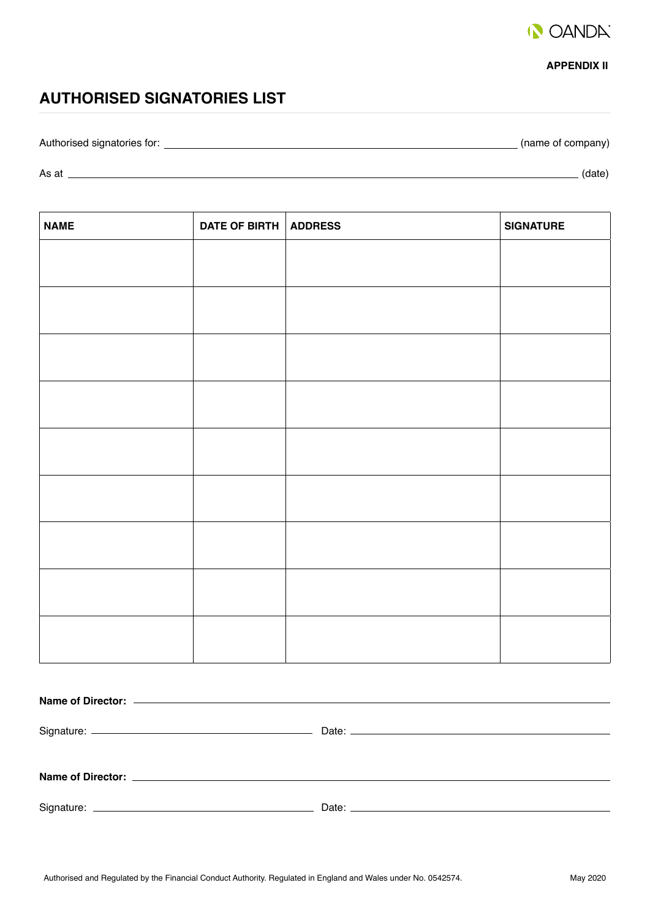OANDA

**APPENDIX II**

# AUTHORISED SIGNATORIES LIST

Authorised signatories for: ______________________________ (name of company)

As at ______________________________ (date)

| NAME | DATE OF BIRTH | ADDRESS | SIGNATURE |
|---|---|---|---|
| | | | |
| | | | |
| | | | |
| | | | |
| | | | |
| | | | |
| | | | |
| | | | |
| | | | |

**Name of Director:** ______________________________

Signature: ______________________________ Date: ______________________________

**Name of Director:** ______________________________

Signature: ______________________________ Date: ______________________________

Authorised and Regulated by the Financial Conduct Authority. Regulated in England and Wales under No. 0542574.

May 2020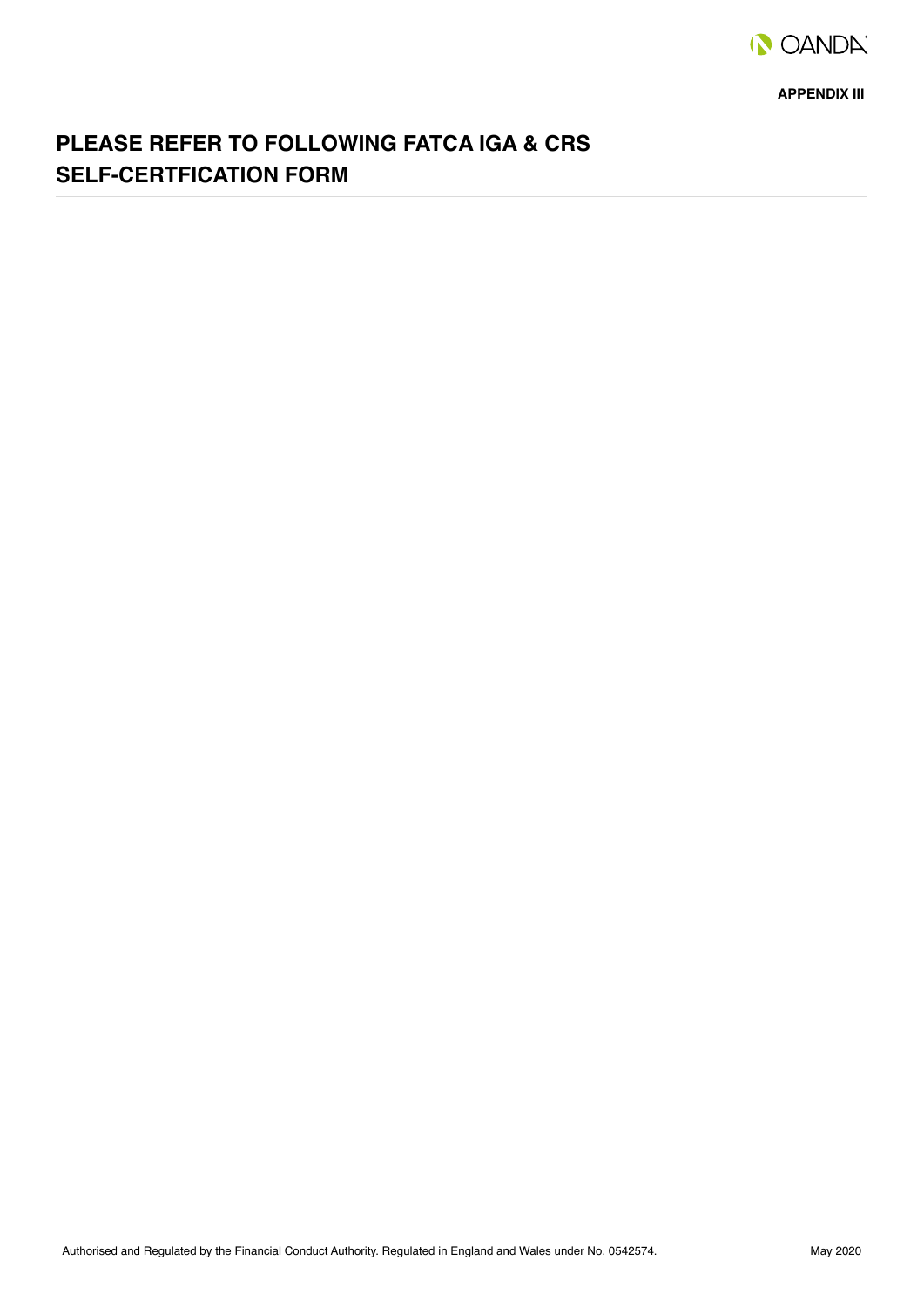**APPENDIX III**

# PLEASE REFER TO FOLLOWING FATCA IGA & CRS SELF-CERTFICATION FORM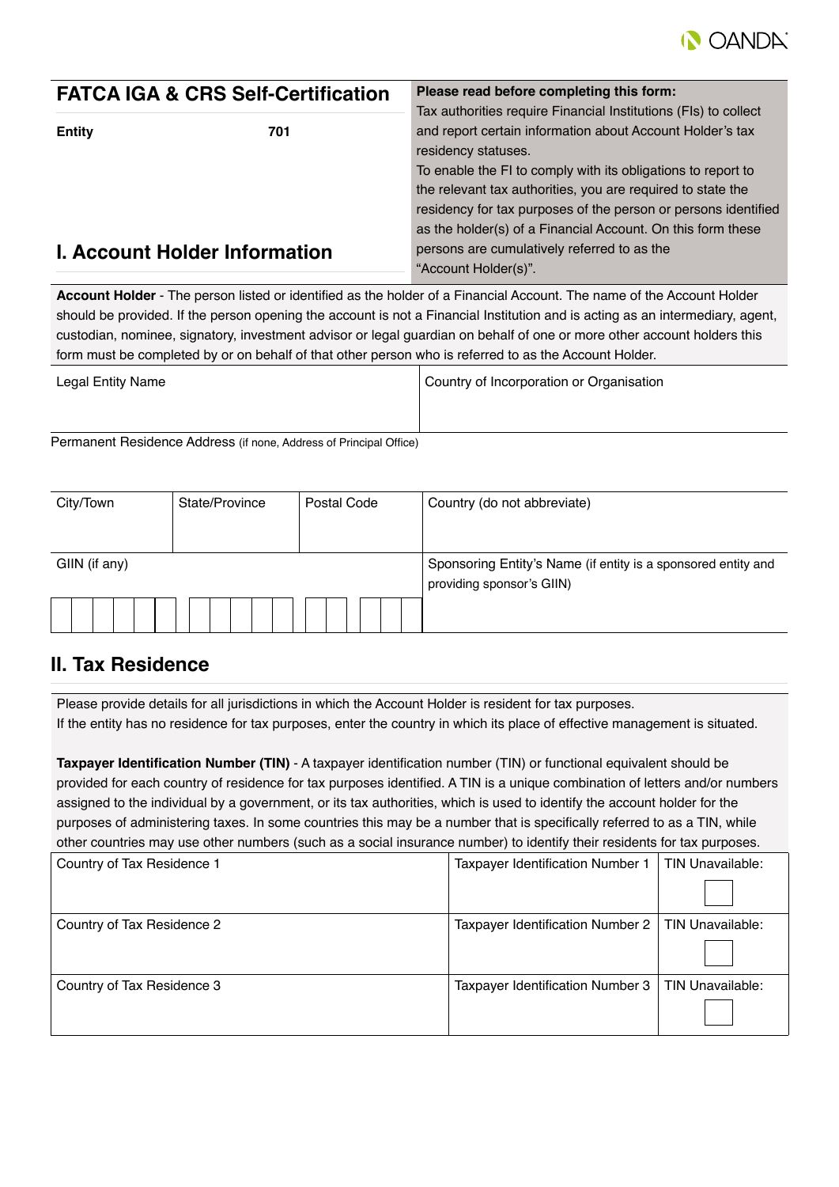# FATCA IGA & CRS Self-Certification

**Entity** **701**

**Please read before completing this form:**
Tax authorities require Financial Institutions (FIs) to collect and report certain information about Account Holder's tax residency statuses.
To enable the FI to comply with its obligations to report to the relevant tax authorities, you are required to state the residency for tax purposes of the person or persons identified as the holder(s) of a Financial Account. On this form these persons are cumulatively referred to as the "Account Holder(s)".

## I. Account Holder Information

**Account Holder** - The person listed or identified as the holder of a Financial Account. The name of the Account Holder should be provided. If the person opening the account is not a Financial Institution and is acting as an intermediary, agent, custodian, nominee, signatory, investment advisor or legal guardian on behalf of one or more other account holders this form must be completed by or on behalf of that other person who is referred to as the Account Holder.

| Legal Entity Name | Country of Incorporation or Organisation |
|---|---|
| | |

Permanent Residence Address (if none, Address of Principal Office)

| City/Town | State/Province | Postal Code | Country (do not abbreviate) |
|---|---|---|---|
| | | | |

| GIIN (if any) | Sponsoring Entity's Name (if entity is a sponsored entity and providing sponsor's GIIN) |
|---|---|
| | |

## II. Tax Residence

Please provide details for all jurisdictions in which the Account Holder is resident for tax purposes.
If the entity has no residence for tax purposes, enter the country in which its place of effective management is situated.

**Taxpayer Identification Number (TIN)** - A taxpayer identification number (TIN) or functional equivalent should be provided for each country of residence for tax purposes identified. A TIN is a unique combination of letters and/or numbers assigned to the individual by a government, or its tax authorities, which is used to identify the account holder for the purposes of administering taxes. In some countries this may be a number that is specifically referred to as a TIN, while other countries may use other numbers (such as a social insurance number) to identify their residents for tax purposes.

| Country of Tax Residence | Taxpayer Identification Number | TIN Unavailable: |
|---|---|---|
| Country of Tax Residence 1 | Taxpayer Identification Number 1 | ☐ |
| Country of Tax Residence 2 | Taxpayer Identification Number 2 | ☐ |
| Country of Tax Residence 3 | Taxpayer Identification Number 3 | ☐ |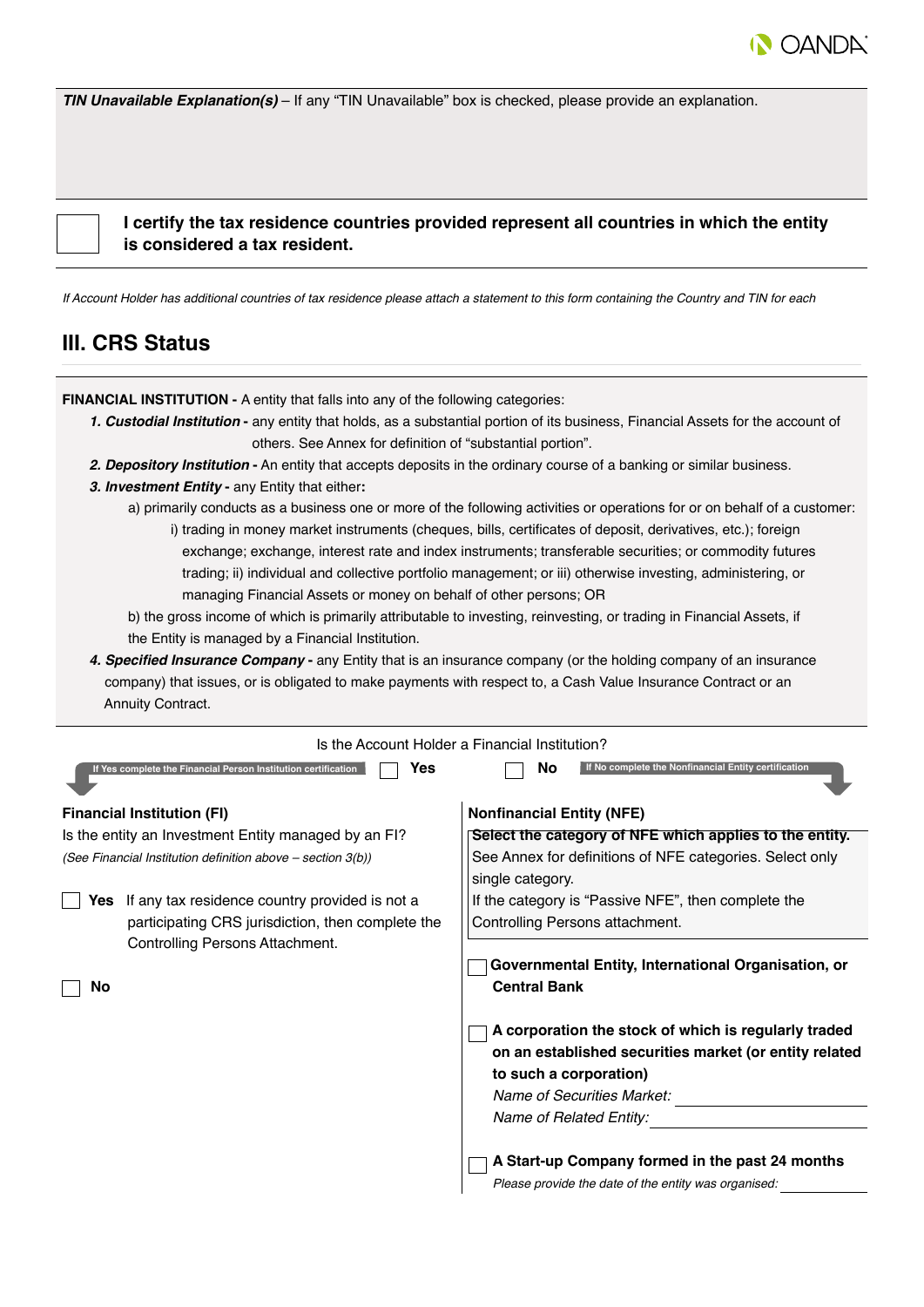***TIN Unavailable Explanation(s)*** – If any "TIN Unavailable" box is checked, please provide an explanation.

☐ **I certify the tax residence countries provided represent all countries in which the entity is considered a tax resident.**

*If Account Holder has additional countries of tax residence please attach a statement to this form containing the Country and TIN for each*

## III. CRS Status

**FINANCIAL INSTITUTION -** A entity that falls into any of the following categories:

1. ***Custodial Institution*** **-** any entity that holds, as a substantial portion of its business, Financial Assets for the account of others. See Annex for definition of "substantial portion".
2. ***Depository Institution*** **-** An entity that accepts deposits in the ordinary course of a banking or similar business.
3. ***Investment Entity*** **-** any Entity that either**:**
   a) primarily conducts as a business one or more of the following activities or operations for or on behalf of a customer:
      i) trading in money market instruments (cheques, bills, certificates of deposit, derivatives, etc.); foreign exchange; exchange, interest rate and index instruments; transferable securities; or commodity futures trading; ii) individual and collective portfolio management; or iii) otherwise investing, administering, or managing Financial Assets or money on behalf of other persons; OR
   b) the gross income of which is primarily attributable to investing, reinvesting, or trading in Financial Assets, if the Entity is managed by a Financial Institution.
4. ***Specified Insurance Company*** **-** any Entity that is an insurance company (or the holding company of an insurance company) that issues, or is obligated to make payments with respect to, a Cash Value Insurance Contract or an Annuity Contract.

Is the Account Holder a Financial Institution?

If Yes complete the Financial Person Institution certification ☐ **Yes**

☐ **No** If No complete the Nonfinancial Entity certification

**Financial Institution (FI)**

Is the entity an Investment Entity managed by an FI?

*(See Financial Institution definition above – section 3(b))*

☐ **Yes** If any tax residence country provided is not a participating CRS jurisdiction, then complete the Controlling Persons Attachment.

☐ **No**

**Nonfinancial Entity (NFE)**

**Select the category of NFE which applies to the entity.** See Annex for definitions of NFE categories. Select only single category.
If the category is "Passive NFE", then complete the Controlling Persons attachment.

☐ **Governmental Entity, International Organisation, or Central Bank**

☐ **A corporation the stock of which is regularly traded on an established securities market (or entity related to such a corporation)**

*Name of Securities Market:* ____________________

*Name of Related Entity:* ____________________

☐ **A Start-up Company formed in the past 24 months**

*Please provide the date of the entity was organised:* ____________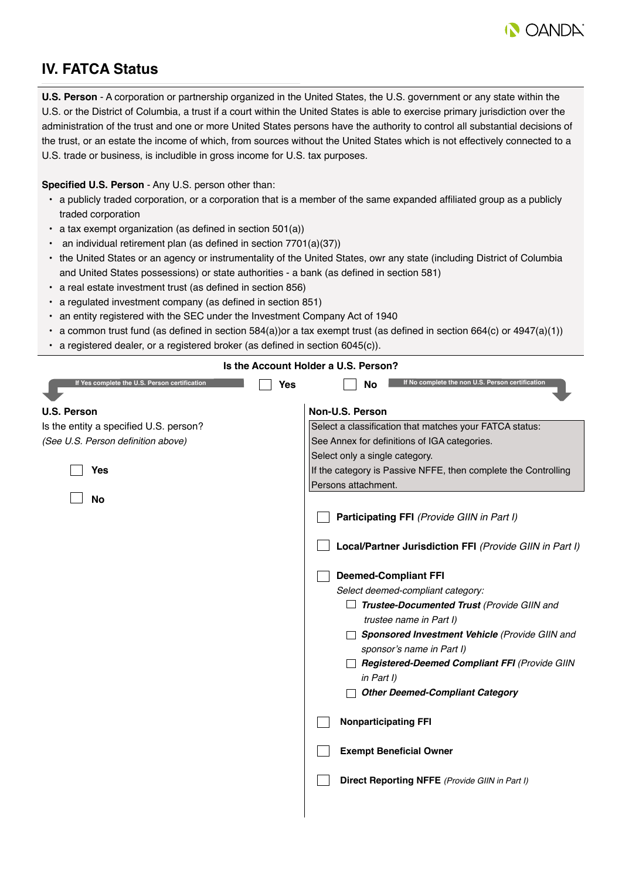## IV. FATCA Status

**U.S. Person** - A corporation or partnership organized in the United States, the U.S. government or any state within the U.S. or the District of Columbia, a trust if a court within the United States is able to exercise primary jurisdiction over the administration of the trust and one or more United States persons have the authority to control all substantial decisions of the trust, or an estate the income of which, from sources without the United States which is not effectively connected to a U.S. trade or business, is includible in gross income for U.S. tax purposes.

**Specified U.S. Person** - Any U.S. person other than:

- a publicly traded corporation, or a corporation that is a member of the same expanded affiliated group as a publicly traded corporation
- a tax exempt organization (as defined in section 501(a))
- an individual retirement plan (as defined in section 7701(a)(37))
- the United States or an agency or instrumentality of the United States, owr any state (including District of Columbia and United States possessions) or state authorities - a bank (as defined in section 581)
- a real estate investment trust (as defined in section 856)
- a regulated investment company (as defined in section 851)
- an entity registered with the SEC under the Investment Company Act of 1940
- a common trust fund (as defined in section 584(a))or a tax exempt trust (as defined in section 664(c) or 4947(a)(1))
- a registered dealer, or a registered broker (as defined in section 6045(c)).

**Is the Account Holder a U.S. Person?**

If Yes complete the U.S. Person certification ☐ **Yes** ☐ **No** If No complete the non U.S. Person certification

**U.S. Person**

Is the entity a specified U.S. person?
*(See U.S. Person definition above)*

☐ **Yes**

☐ **No**

**Non-U.S. Person**

Select a classification that matches your FATCA status:
See Annex for definitions of IGA categories.
Select only a single category.
If the category is Passive NFFE, then complete the Controlling Persons attachment.

☐ **Participating FFI** *(Provide GIIN in Part I)*

☐ **Local/Partner Jurisdiction FFI** *(Provide GIIN in Part I)*

☐ **Deemed-Compliant FFI**
*Select deemed-compliant category:*
- ☐ ***Trustee-Documented Trust*** *(Provide GIIN and trustee name in Part I)*
- ☐ ***Sponsored Investment Vehicle*** *(Provide GIIN and sponsor's name in Part I)*
- ☐ ***Registered-Deemed Compliant FFI*** *(Provide GIIN in Part I)*
- ☐ ***Other Deemed-Compliant Category***

☐ **Nonparticipating FFI**

☐ **Exempt Beneficial Owner**

☐ **Direct Reporting NFFE** *(Provide GIIN in Part I)*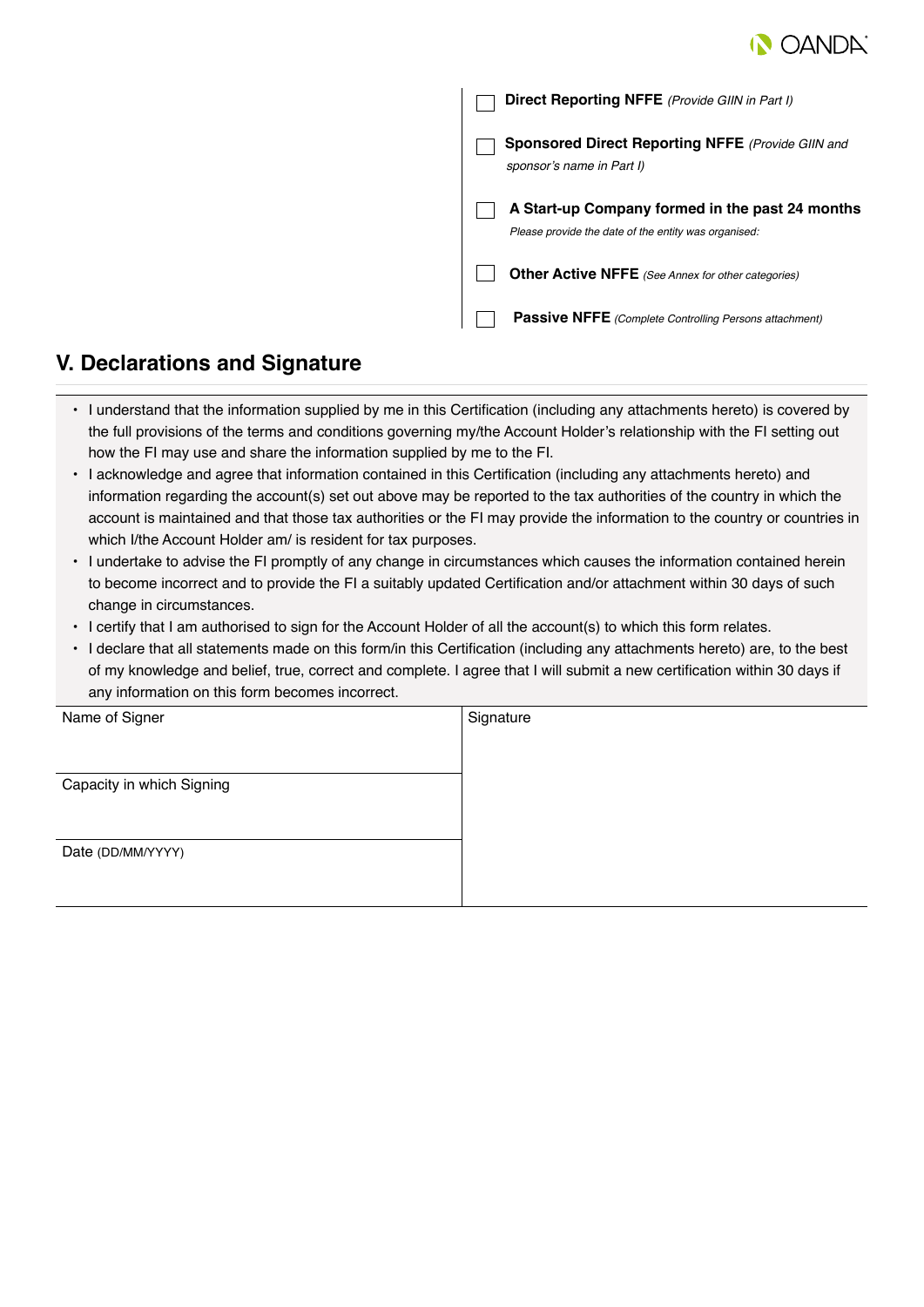- ☐ **Direct Reporting NFFE** *(Provide GIIN in Part I)*
- ☐ **Sponsored Direct Reporting NFFE** *(Provide GIIN and sponsor's name in Part I)*
- ☐ **A Start-up Company formed in the past 24 months**
  *Please provide the date of the entity was organised:*
- ☐ **Other Active NFFE** *(See Annex for other categories)*
- ☐ **Passive NFFE** *(Complete Controlling Persons attachment)*

## V. Declarations and Signature

- I understand that the information supplied by me in this Certification (including any attachments hereto) is covered by the full provisions of the terms and conditions governing my/the Account Holder's relationship with the FI setting out how the FI may use and share the information supplied by me to the FI.
- I acknowledge and agree that information contained in this Certification (including any attachments hereto) and information regarding the account(s) set out above may be reported to the tax authorities of the country in which the account is maintained and that those tax authorities or the FI may provide the information to the country or countries in which I/the Account Holder am/ is resident for tax purposes.
- I undertake to advise the FI promptly of any change in circumstances which causes the information contained herein to become incorrect and to provide the FI a suitably updated Certification and/or attachment within 30 days of such change in circumstances.
- I certify that I am authorised to sign for the Account Holder of all the account(s) to which this form relates.
- I declare that all statements made on this form/in this Certification (including any attachments hereto) are, to the best of my knowledge and belief, true, correct and complete. I agree that I will submit a new certification within 30 days if any information on this form becomes incorrect.

| Name of Signer | Signature |
|---|---|
| Capacity in which Signing | |
| Date (DD/MM/YYYY) | |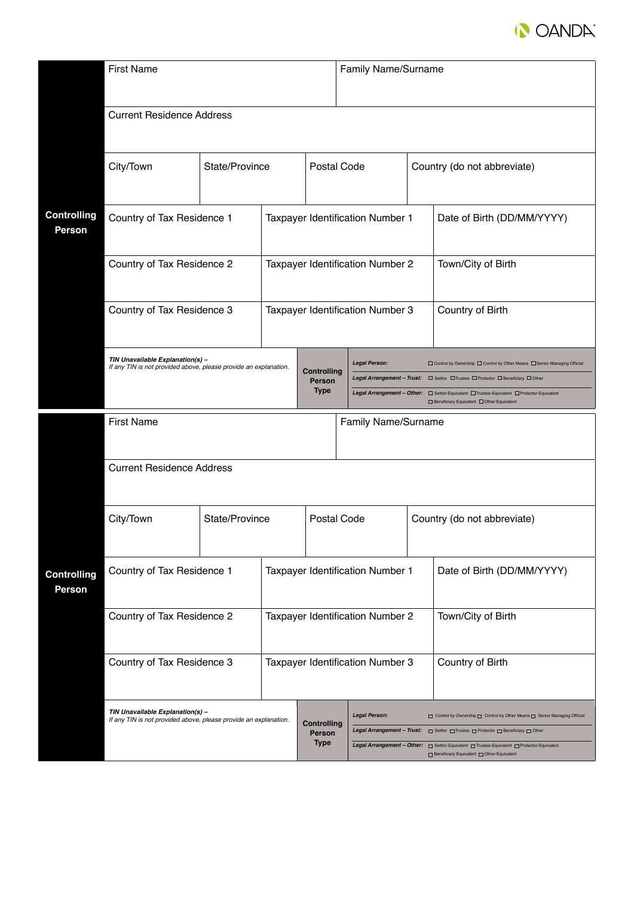## Controlling Person

| First Name | | | Family Name/Surname | |
|---|---|---|---|---|
| **Current Residence Address** | | | | |
| City/Town | State/Province | Postal Code | Country (do not abbreviate) | |
| Country of Tax Residence 1 | Taxpayer Identification Number 1 | | Date of Birth (DD/MM/YYYY) | |
| Country of Tax Residence 2 | Taxpayer Identification Number 2 | | Town/City of Birth | |
| Country of Tax Residence 3 | Taxpayer Identification Number 3 | | Country of Birth | |

***TIN Unavailable Explanation(s) –***
*If any TIN is not provided above, please provide an explanation.*

**Controlling Person Type**

| | |
|---|---|
| ***Legal Person:*** | ☐ Control by Ownership ☐ Control by Other Means ☐ Senior Managing Official |
| ***Legal Arrangement – Trust:*** | ☐ Settlor ☐ Trustee ☐ Protector ☐ Beneficiary ☐ Other |
| ***Legal Arrangement – Other:*** | ☐ Settlor-Equivalent ☐ Trustee-Equivalent ☐ Protector-Equivalent ☐ Beneficiary Equivalent ☐ Other-Equivalent |

## Controlling Person

| First Name | | | Family Name/Surname | |
|---|---|---|---|---|
| **Current Residence Address** | | | | |
| City/Town | State/Province | Postal Code | Country (do not abbreviate) | |
| Country of Tax Residence 1 | Taxpayer Identification Number 1 | | Date of Birth (DD/MM/YYYY) | |
| Country of Tax Residence 2 | Taxpayer Identification Number 2 | | Town/City of Birth | |
| Country of Tax Residence 3 | Taxpayer Identification Number 3 | | Country of Birth | |

***TIN Unavailable Explanation(s) –***
*If any TIN is not provided above, please provide an explanation.*

**Controlling Person Type**

| | |
|---|---|
| ***Legal Person:*** | ☐ Control by Ownership ☐ Control by Other Means ☐ Senior Managing Official |
| ***Legal Arrangement – Trust:*** | ☐ Settlor ☐ Trustee ☐ Protector ☐ Beneficiary ☐ Other |
| ***Legal Arrangement – Other:*** | ☐ Settlor-Equivalent ☐ Trustee-Equivalent ☐ Protector-Equivalent ☐ Beneficiary Equivalent ☐ Other-Equivalent |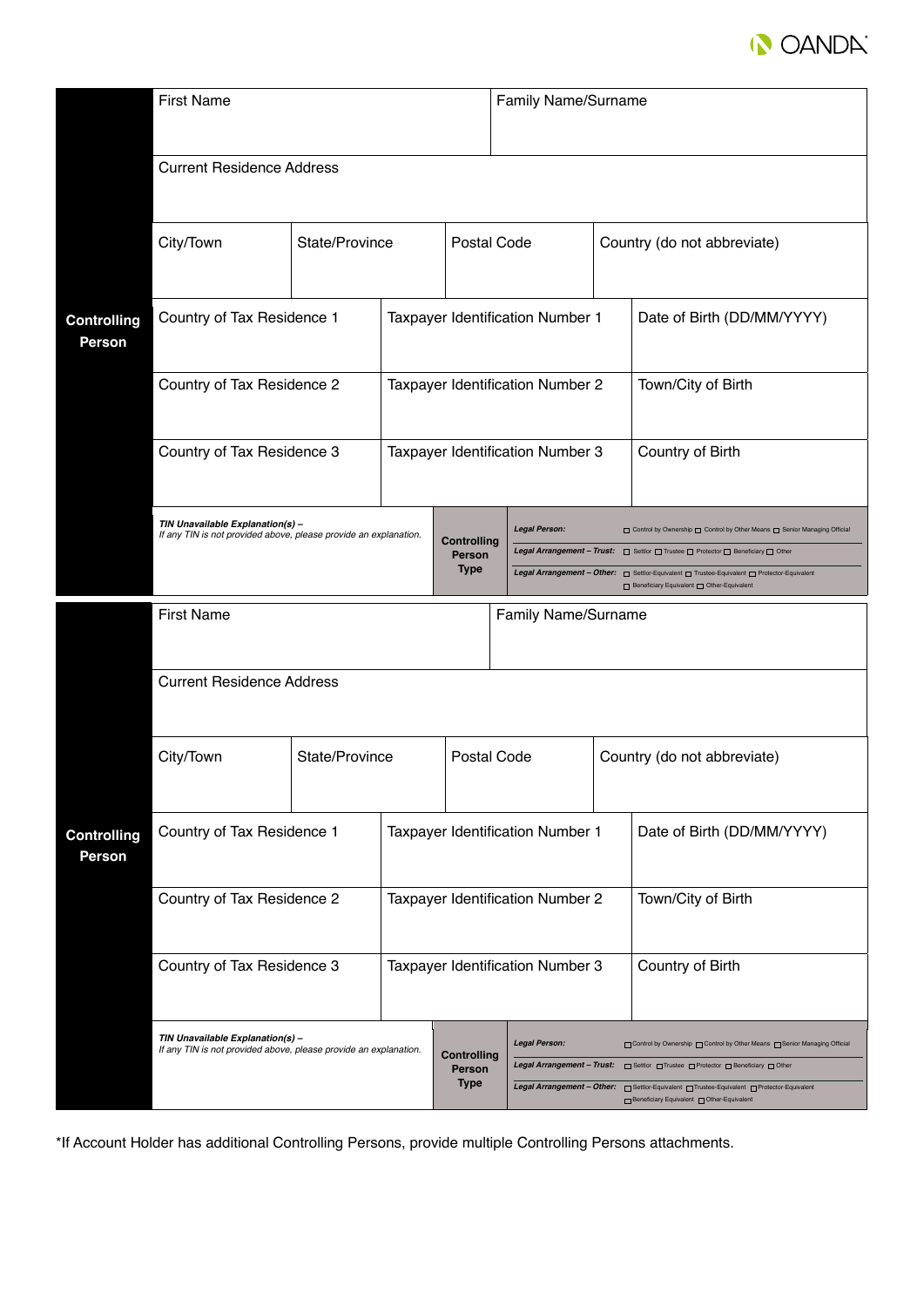**Controlling Person**

| First Name | | Family Name/Surname | |
|---|---|---|---|
| **Current Residence Address** | | | |
| City/Town | State/Province | Postal Code | Country (do not abbreviate) |
| Country of Tax Residence 1 | Taxpayer Identification Number 1 | Date of Birth (DD/MM/YYYY) | |
| Country of Tax Residence 2 | Taxpayer Identification Number 2 | Town/City of Birth | |
| Country of Tax Residence 3 | Taxpayer Identification Number 3 | Country of Birth | |

| ***TIN Unavailable Explanation(s) –*** *If any TIN is not provided above, please provide an explanation.* | **Controlling Person Type** | ***Legal Person:*** | ☐ Control by Ownership ☐ Control by Other Means ☐ Senior Managing Official |
|---|---|---|---|
| | | ***Legal Arrangement – Trust:*** | ☐ Settlor ☐ Trustee ☐ Protector ☐ Beneficiary ☐ Other |
| | | ***Legal Arrangement – Other:*** | ☐ Settlor-Equivalent ☐ Trustee-Equivalent ☐ Protector-Equivalent ☐ Beneficiary Equivalent ☐ Other-Equivalent |

**Controlling Person**

| First Name | | Family Name/Surname | |
|---|---|---|---|
| **Current Residence Address** | | | |
| City/Town | State/Province | Postal Code | Country (do not abbreviate) |
| Country of Tax Residence 1 | Taxpayer Identification Number 1 | Date of Birth (DD/MM/YYYY) | |
| Country of Tax Residence 2 | Taxpayer Identification Number 2 | Town/City of Birth | |
| Country of Tax Residence 3 | Taxpayer Identification Number 3 | Country of Birth | |

| ***TIN Unavailable Explanation(s) –*** *If any TIN is not provided above, please provide an explanation.* | **Controlling Person Type** | ***Legal Person:*** | ☐ Control by Ownership ☐ Control by Other Means ☐ Senior Managing Official |
|---|---|---|---|
| | | ***Legal Arrangement – Trust:*** | ☐ Settlor ☐ Trustee ☐ Protector ☐ Beneficiary ☐ Other |
| | | ***Legal Arrangement – Other:*** | ☐ Settlor-Equivalent ☐ Trustee-Equivalent ☐ Protector-Equivalent ☐ Beneficiary Equivalent ☐ Other-Equivalent |

*If Account Holder has additional Controlling Persons, provide multiple Controlling Persons attachments.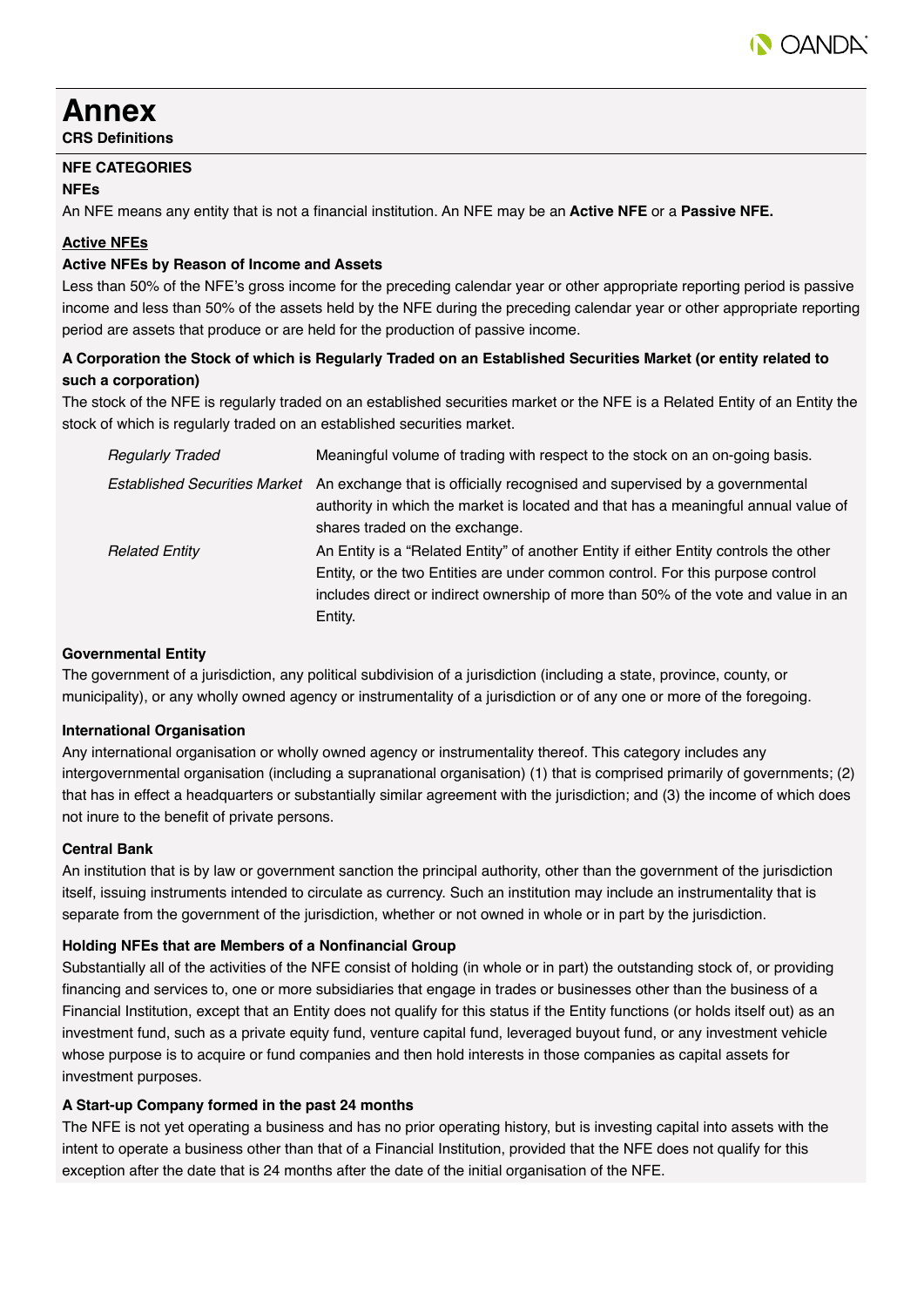# Annex

**CRS Definitions**

**NFE CATEGORIES**

**NFEs**

An NFE means any entity that is not a financial institution. An NFE may be an **Active NFE** or a **Passive NFE.**

**<u>Active NFEs</u>**

**Active NFEs by Reason of Income and Assets**

Less than 50% of the NFE's gross income for the preceding calendar year or other appropriate reporting period is passive income and less than 50% of the assets held by the NFE during the preceding calendar year or other appropriate reporting period are assets that produce or are held for the production of passive income.

**A Corporation the Stock of which is Regularly Traded on an Established Securities Market (or entity related to such a corporation)**

The stock of the NFE is regularly traded on an established securities market or the NFE is a Related Entity of an Entity the stock of which is regularly traded on an established securities market.

| | |
|---|---|
| *Regularly Traded* | Meaningful volume of trading with respect to the stock on an on-going basis. |
| *Established Securities Market* | An exchange that is officially recognised and supervised by a governmental authority in which the market is located and that has a meaningful annual value of shares traded on the exchange. |
| *Related Entity* | An Entity is a "Related Entity" of another Entity if either Entity controls the other Entity, or the two Entities are under common control. For this purpose control includes direct or indirect ownership of more than 50% of the vote and value in an Entity. |

**Governmental Entity**

The government of a jurisdiction, any political subdivision of a jurisdiction (including a state, province, county, or municipality), or any wholly owned agency or instrumentality of a jurisdiction or of any one or more of the foregoing.

**International Organisation**

Any international organisation or wholly owned agency or instrumentality thereof. This category includes any intergovernmental organisation (including a supranational organisation) (1) that is comprised primarily of governments; (2) that has in effect a headquarters or substantially similar agreement with the jurisdiction; and (3) the income of which does not inure to the benefit of private persons.

**Central Bank**

An institution that is by law or government sanction the principal authority, other than the government of the jurisdiction itself, issuing instruments intended to circulate as currency. Such an institution may include an instrumentality that is separate from the government of the jurisdiction, whether or not owned in whole or in part by the jurisdiction.

**Holding NFEs that are Members of a Nonfinancial Group**

Substantially all of the activities of the NFE consist of holding (in whole or in part) the outstanding stock of, or providing financing and services to, one or more subsidiaries that engage in trades or businesses other than the business of a Financial Institution, except that an Entity does not qualify for this status if the Entity functions (or holds itself out) as an investment fund, such as a private equity fund, venture capital fund, leveraged buyout fund, or any investment vehicle whose purpose is to acquire or fund companies and then hold interests in those companies as capital assets for investment purposes.

**A Start-up Company formed in the past 24 months**

The NFE is not yet operating a business and has no prior operating history, but is investing capital into assets with the intent to operate a business other than that of a Financial Institution, provided that the NFE does not qualify for this exception after the date that is 24 months after the date of the initial organisation of the NFE.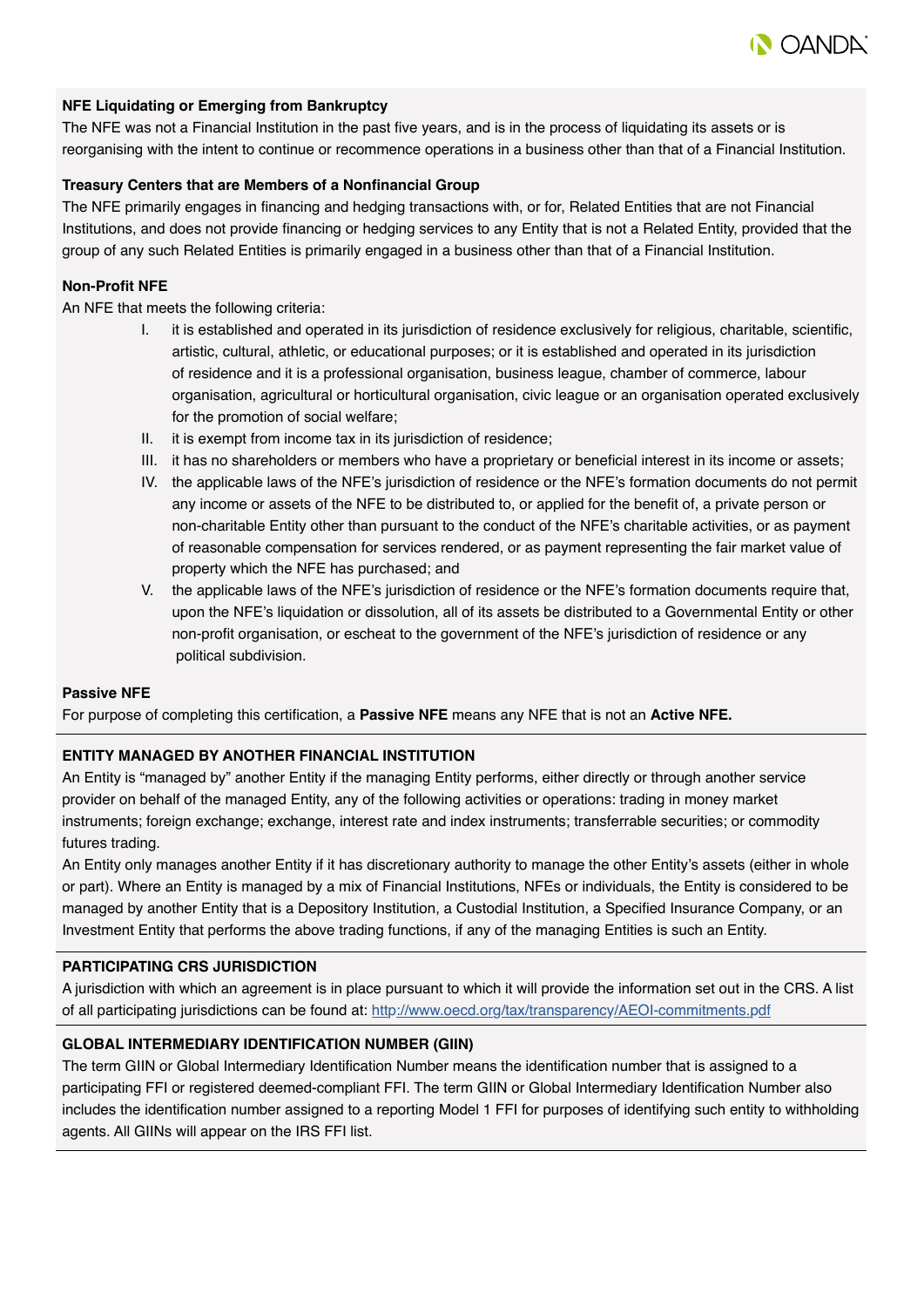**NFE Liquidating or Emerging from Bankruptcy**

The NFE was not a Financial Institution in the past five years, and is in the process of liquidating its assets or is reorganising with the intent to continue or recommence operations in a business other than that of a Financial Institution.

**Treasury Centers that are Members of a Nonfinancial Group**

The NFE primarily engages in financing and hedging transactions with, or for, Related Entities that are not Financial Institutions, and does not provide financing or hedging services to any Entity that is not a Related Entity, provided that the group of any such Related Entities is primarily engaged in a business other than that of a Financial Institution.

**Non-Profit NFE**

An NFE that meets the following criteria:

I. it is established and operated in its jurisdiction of residence exclusively for religious, charitable, scientific, artistic, cultural, athletic, or educational purposes; or it is established and operated in its jurisdiction of residence and it is a professional organisation, business league, chamber of commerce, labour organisation, agricultural or horticultural organisation, civic league or an organisation operated exclusively for the promotion of social welfare;

II. it is exempt from income tax in its jurisdiction of residence;

III. it has no shareholders or members who have a proprietary or beneficial interest in its income or assets;

IV. the applicable laws of the NFE's jurisdiction of residence or the NFE's formation documents do not permit any income or assets of the NFE to be distributed to, or applied for the benefit of, a private person or non-charitable Entity other than pursuant to the conduct of the NFE's charitable activities, or as payment of reasonable compensation for services rendered, or as payment representing the fair market value of property which the NFE has purchased; and

V. the applicable laws of the NFE's jurisdiction of residence or the NFE's formation documents require that, upon the NFE's liquidation or dissolution, all of its assets be distributed to a Governmental Entity or other non-profit organisation, or escheat to the government of the NFE's jurisdiction of residence or any political subdivision.

**Passive NFE**

For purpose of completing this certification, a **Passive NFE** means any NFE that is not an **Active NFE.**

**ENTITY MANAGED BY ANOTHER FINANCIAL INSTITUTION**

An Entity is "managed by" another Entity if the managing Entity performs, either directly or through another service provider on behalf of the managed Entity, any of the following activities or operations: trading in money market instruments; foreign exchange; exchange, interest rate and index instruments; transferrable securities; or commodity futures trading.

An Entity only manages another Entity if it has discretionary authority to manage the other Entity's assets (either in whole or part). Where an Entity is managed by a mix of Financial Institutions, NFEs or individuals, the Entity is considered to be managed by another Entity that is a Depository Institution, a Custodial Institution, a Specified Insurance Company, or an Investment Entity that performs the above trading functions, if any of the managing Entities is such an Entity.

**PARTICIPATING CRS JURISDICTION**

A jurisdiction with which an agreement is in place pursuant to which it will provide the information set out in the CRS. A list of all participating jurisdictions can be found at: http://www.oecd.org/tax/transparency/AEOI-commitments.pdf

**GLOBAL INTERMEDIARY IDENTIFICATION NUMBER (GIIN)**

The term GIIN or Global Intermediary Identification Number means the identification number that is assigned to a participating FFI or registered deemed-compliant FFI. The term GIIN or Global Intermediary Identification Number also includes the identification number assigned to a reporting Model 1 FFI for purposes of identifying such entity to withholding agents. All GIINs will appear on the IRS FFI list.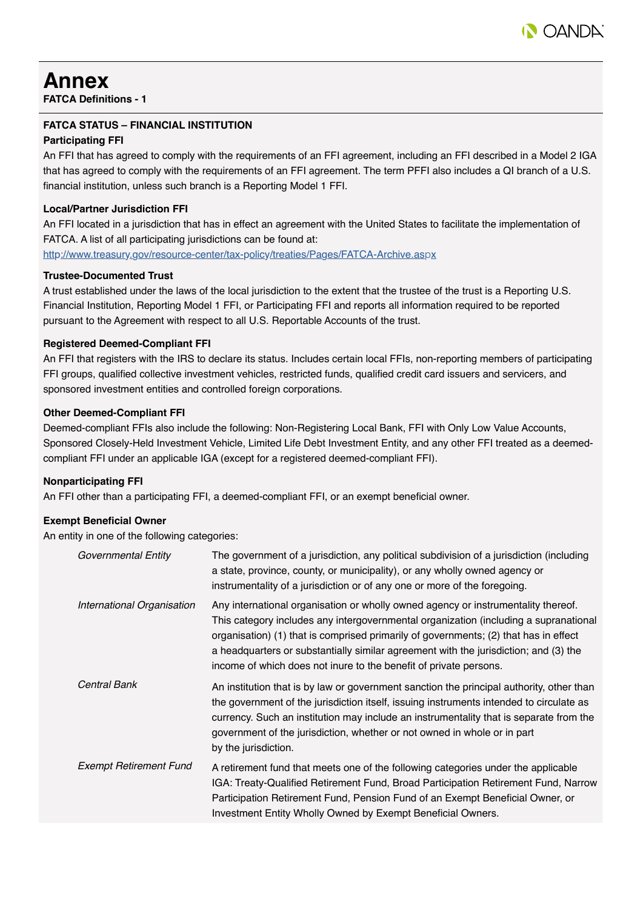# Annex

**FATCA Definitions - 1**

## FATCA STATUS – FINANCIAL INSTITUTION

### Participating FFI

An FFI that has agreed to comply with the requirements of an FFI agreement, including an FFI described in a Model 2 IGA that has agreed to comply with the requirements of an FFI agreement. The term PFFI also includes a QI branch of a U.S. financial institution, unless such branch is a Reporting Model 1 FFI.

### Local/Partner Jurisdiction FFI

An FFI located in a jurisdiction that has in effect an agreement with the United States to facilitate the implementation of FATCA. A list of all participating jurisdictions can be found at:
http://www.treasury.gov/resource-center/tax-policy/treaties/Pages/FATCA-Archive.aspx

### Trustee-Documented Trust

A trust established under the laws of the local jurisdiction to the extent that the trustee of the trust is a Reporting U.S. Financial Institution, Reporting Model 1 FFI, or Participating FFI and reports all information required to be reported pursuant to the Agreement with respect to all U.S. Reportable Accounts of the trust.

### Registered Deemed-Compliant FFI

An FFI that registers with the IRS to declare its status. Includes certain local FFIs, non-reporting members of participating FFI groups, qualified collective investment vehicles, restricted funds, qualified credit card issuers and servicers, and sponsored investment entities and controlled foreign corporations.

### Other Deemed-Compliant FFI

Deemed-compliant FFIs also include the following: Non-Registering Local Bank, FFI with Only Low Value Accounts, Sponsored Closely-Held Investment Vehicle, Limited Life Debt Investment Entity, and any other FFI treated as a deemed-compliant FFI under an applicable IGA (except for a registered deemed-compliant FFI).

### Nonparticipating FFI

An FFI other than a participating FFI, a deemed-compliant FFI, or an exempt beneficial owner.

### Exempt Beneficial Owner

An entity in one of the following categories:

| | |
|---|---|
| *Governmental Entity* | The government of a jurisdiction, any political subdivision of a jurisdiction (including a state, province, county, or municipality), or any wholly owned agency or instrumentality of a jurisdiction or of any one or more of the foregoing. |
| *International Organisation* | Any international organisation or wholly owned agency or instrumentality thereof. This category includes any intergovernmental organization (including a supranational organisation) (1) that is comprised primarily of governments; (2) that has in effect a headquarters or substantially similar agreement with the jurisdiction; and (3) the income of which does not inure to the benefit of private persons. |
| *Central Bank* | An institution that is by law or government sanction the principal authority, other than the government of the jurisdiction itself, issuing instruments intended to circulate as currency. Such an institution may include an instrumentality that is separate from the government of the jurisdiction, whether or not owned in whole or in part by the jurisdiction. |
| *Exempt Retirement Fund* | A retirement fund that meets one of the following categories under the applicable IGA: Treaty-Qualified Retirement Fund, Broad Participation Retirement Fund, Narrow Participation Retirement Fund, Pension Fund of an Exempt Beneficial Owner, or Investment Entity Wholly Owned by Exempt Beneficial Owners. |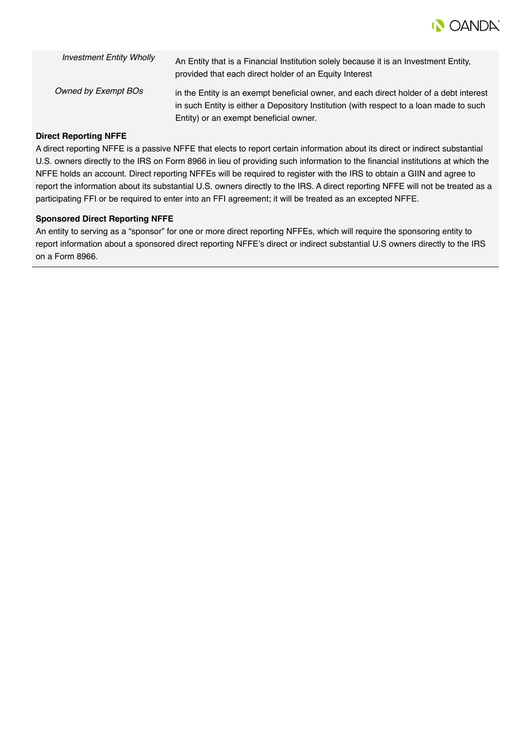| | |
|---|---|
| *Investment Entity Wholly Owned by Exempt BOs* | An Entity that is a Financial Institution solely because it is an Investment Entity, provided that each direct holder of an Equity Interest in the Entity is an exempt beneficial owner, and each direct holder of a debt interest in such Entity is either a Depository Institution (with respect to a loan made to such Entity) or an exempt beneficial owner. |

**Direct Reporting NFFE**

A direct reporting NFFE is a passive NFFE that elects to report certain information about its direct or indirect substantial U.S. owners directly to the IRS on Form 8966 in lieu of providing such information to the financial institutions at which the NFFE holds an account. Direct reporting NFFEs will be required to register with the IRS to obtain a GIIN and agree to report the information about its substantial U.S. owners directly to the IRS. A direct reporting NFFE will not be treated as a participating FFI or be required to enter into an FFI agreement; it will be treated as an excepted NFFE.

**Sponsored Direct Reporting NFFE**

An entity to serving as a "sponsor" for one or more direct reporting NFFEs, which will require the sponsoring entity to report information about a sponsored direct reporting NFFE's direct or indirect substantial U.S owners directly to the IRS on a Form 8966.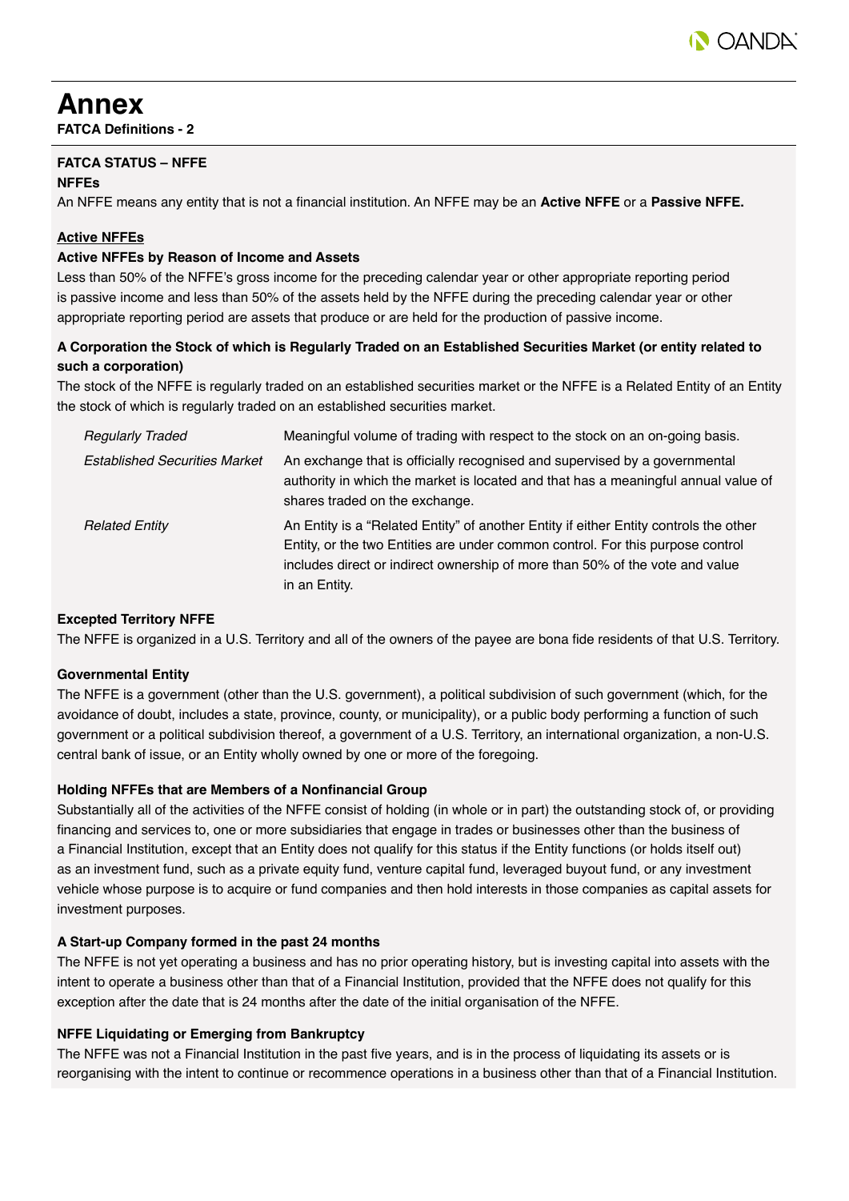# Annex

**FATCA Definitions - 2**

**FATCA STATUS – NFFE**

**NFFEs**

An NFFE means any entity that is not a financial institution. An NFFE may be an **Active NFFE** or a **Passive NFFE.**

**Active NFFEs**

**Active NFFEs by Reason of Income and Assets**

Less than 50% of the NFFE's gross income for the preceding calendar year or other appropriate reporting period is passive income and less than 50% of the assets held by the NFFE during the preceding calendar year or other appropriate reporting period are assets that produce or are held for the production of passive income.

**A Corporation the Stock of which is Regularly Traded on an Established Securities Market (or entity related to such a corporation)**

The stock of the NFFE is regularly traded on an established securities market or the NFFE is a Related Entity of an Entity the stock of which is regularly traded on an established securities market.

| | |
|---|---|
| *Regularly Traded* | Meaningful volume of trading with respect to the stock on an on-going basis. |
| *Established Securities Market* | An exchange that is officially recognised and supervised by a governmental authority in which the market is located and that has a meaningful annual value of shares traded on the exchange. |
| *Related Entity* | An Entity is a "Related Entity" of another Entity if either Entity controls the other Entity, or the two Entities are under common control. For this purpose control includes direct or indirect ownership of more than 50% of the vote and value in an Entity. |

**Excepted Territory NFFE**

The NFFE is organized in a U.S. Territory and all of the owners of the payee are bona fide residents of that U.S. Territory.

**Governmental Entity**

The NFFE is a government (other than the U.S. government), a political subdivision of such government (which, for the avoidance of doubt, includes a state, province, county, or municipality), or a public body performing a function of such government or a political subdivision thereof, a government of a U.S. Territory, an international organization, a non-U.S. central bank of issue, or an Entity wholly owned by one or more of the foregoing.

**Holding NFFEs that are Members of a Nonfinancial Group**

Substantially all of the activities of the NFFE consist of holding (in whole or in part) the outstanding stock of, or providing financing and services to, one or more subsidiaries that engage in trades or businesses other than the business of a Financial Institution, except that an Entity does not qualify for this status if the Entity functions (or holds itself out) as an investment fund, such as a private equity fund, venture capital fund, leveraged buyout fund, or any investment vehicle whose purpose is to acquire or fund companies and then hold interests in those companies as capital assets for investment purposes.

**A Start-up Company formed in the past 24 months**

The NFFE is not yet operating a business and has no prior operating history, but is investing capital into assets with the intent to operate a business other than that of a Financial Institution, provided that the NFFE does not qualify for this exception after the date that is 24 months after the date of the initial organisation of the NFFE.

**NFFE Liquidating or Emerging from Bankruptcy**

The NFFE was not a Financial Institution in the past five years, and is in the process of liquidating its assets or is reorganising with the intent to continue or recommence operations in a business other than that of a Financial Institution.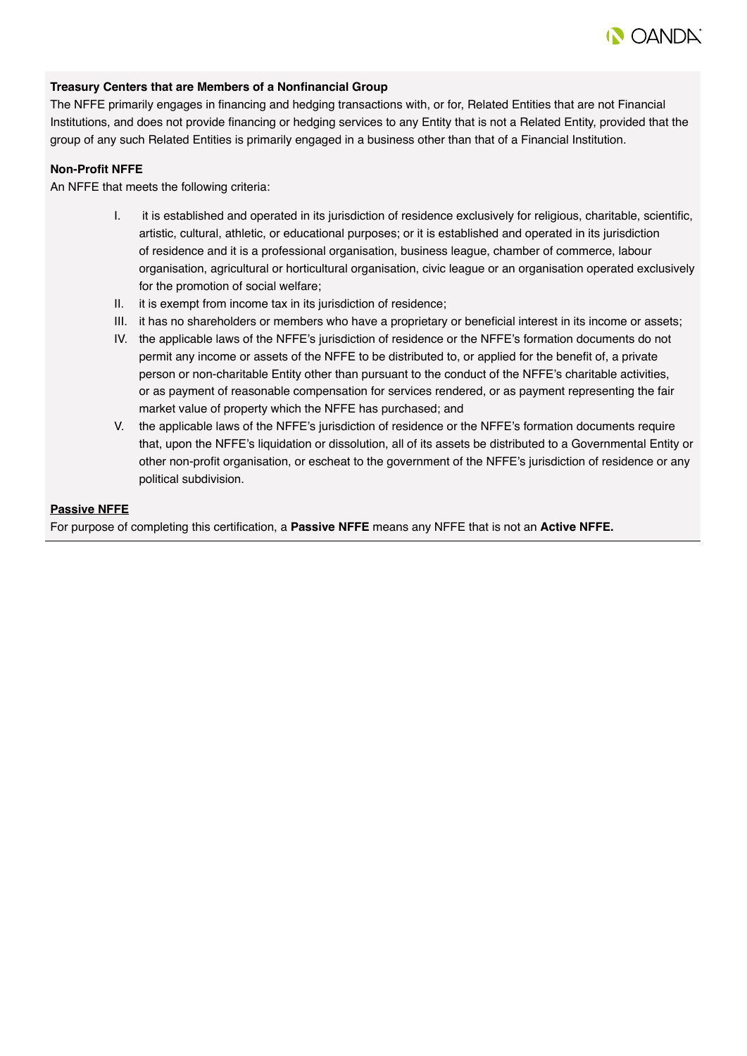**Treasury Centers that are Members of a Nonfinancial Group**

The NFFE primarily engages in financing and hedging transactions with, or for, Related Entities that are not Financial Institutions, and does not provide financing or hedging services to any Entity that is not a Related Entity, provided that the group of any such Related Entities is primarily engaged in a business other than that of a Financial Institution.

**Non-Profit NFFE**

An NFFE that meets the following criteria:

I. it is established and operated in its jurisdiction of residence exclusively for religious, charitable, scientific, artistic, cultural, athletic, or educational purposes; or it is established and operated in its jurisdiction of residence and it is a professional organisation, business league, chamber of commerce, labour organisation, agricultural or horticultural organisation, civic league or an organisation operated exclusively for the promotion of social welfare;

II. it is exempt from income tax in its jurisdiction of residence;

III. it has no shareholders or members who have a proprietary or beneficial interest in its income or assets;

IV. the applicable laws of the NFFE's jurisdiction of residence or the NFFE's formation documents do not permit any income or assets of the NFFE to be distributed to, or applied for the benefit of, a private person or non-charitable Entity other than pursuant to the conduct of the NFFE's charitable activities, or as payment of reasonable compensation for services rendered, or as payment representing the fair market value of property which the NFFE has purchased; and

V. the applicable laws of the NFFE's jurisdiction of residence or the NFFE's formation documents require that, upon the NFFE's liquidation or dissolution, all of its assets be distributed to a Governmental Entity or other non-profit organisation, or escheat to the government of the NFFE's jurisdiction of residence or any political subdivision.

**Passive NFFE**

For purpose of completing this certification, a **Passive NFFE** means any NFFE that is not an **Active NFFE.**